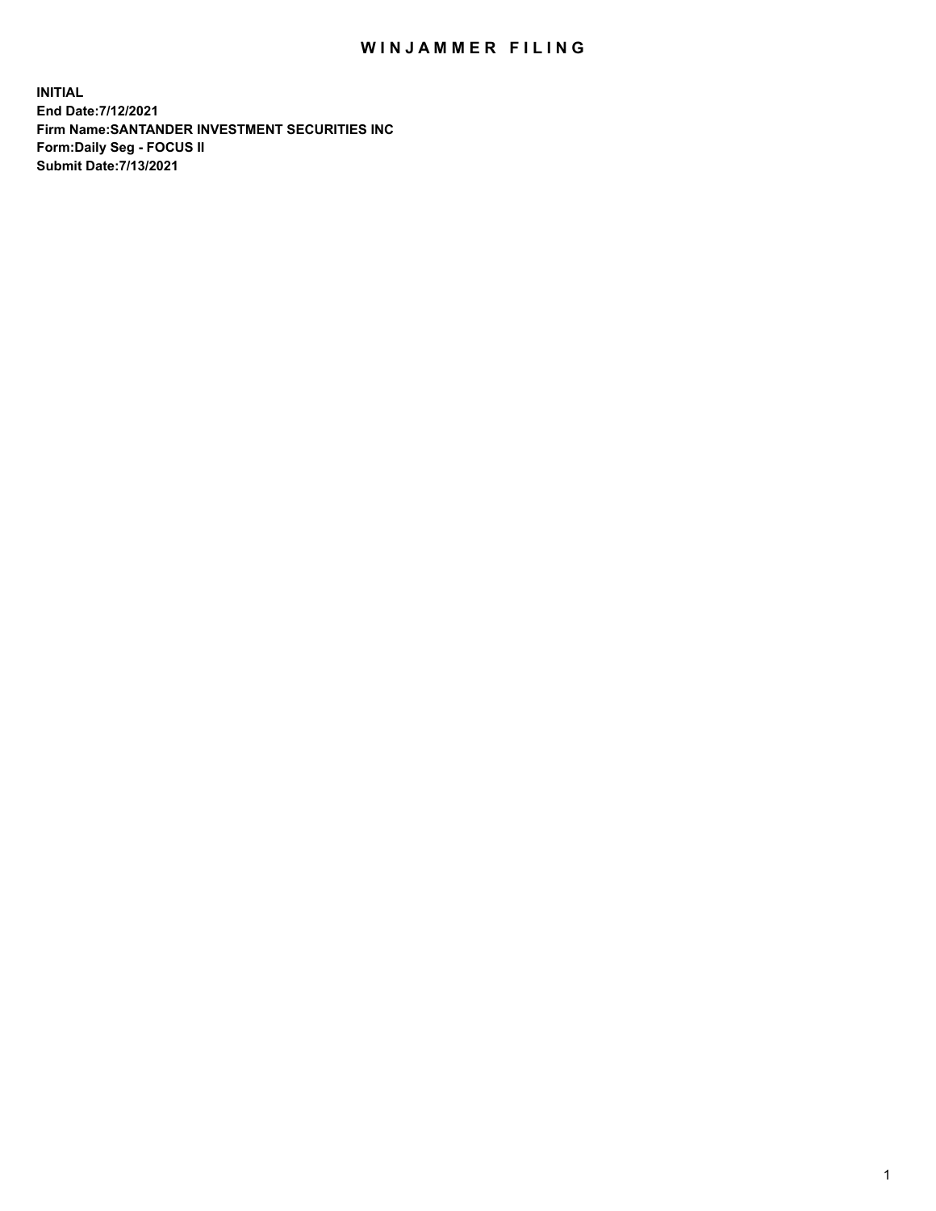# WINJAMMER FILING

**INITIAL**
**End Date:7/12/2021**
**Firm Name:SANTANDER INVESTMENT SECURITIES INC**
**Form:Daily Seg - FOCUS II**
**Submit Date:7/13/2021**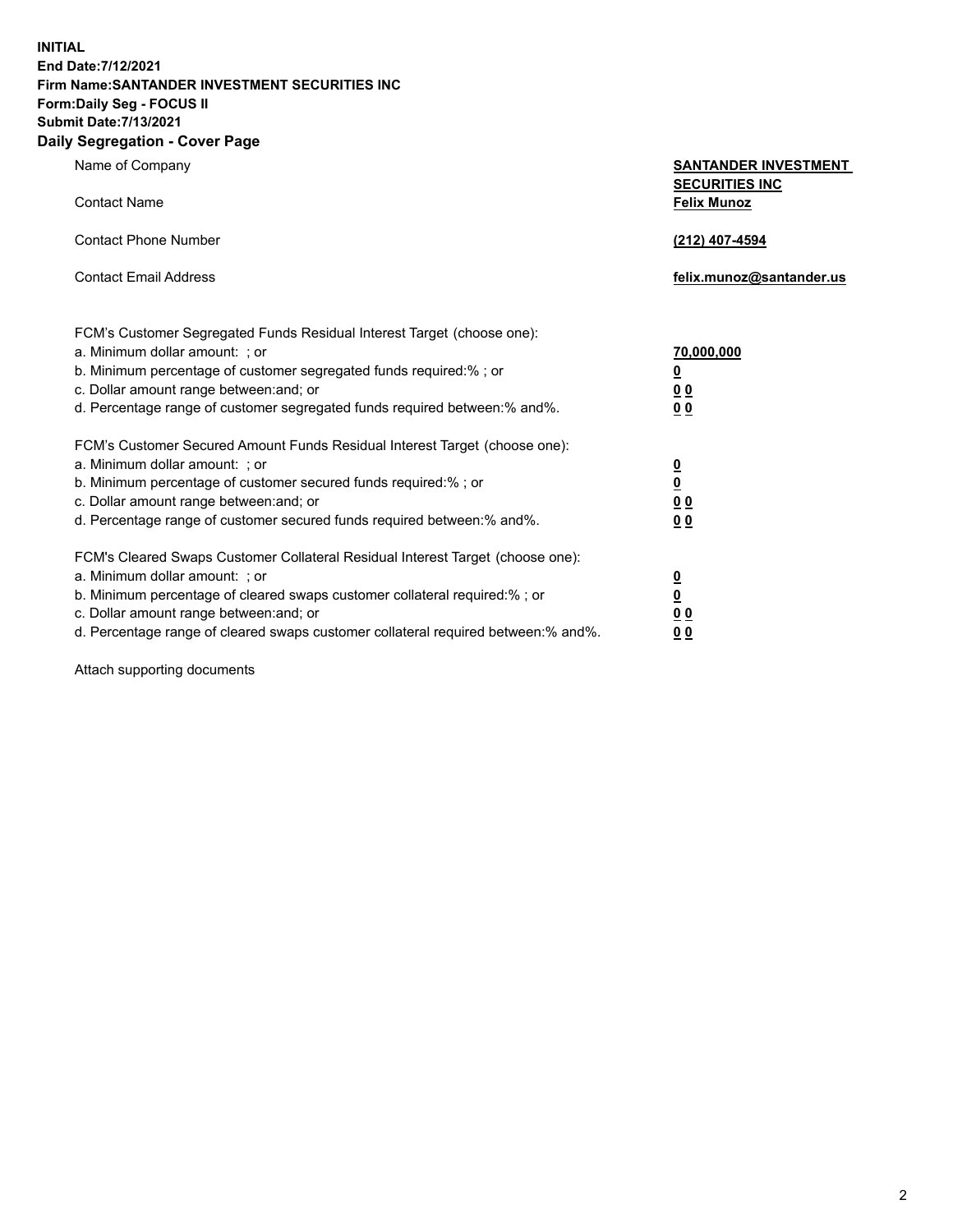**INITIAL**
**End Date:7/12/2021**
**Firm Name:SANTANDER INVESTMENT SECURITIES INC**
**Form:Daily Seg - FOCUS II**
**Submit Date:7/13/2021**

## Daily Segregation - Cover Page

| | |
|---|---|
| Name of Company | **SANTANDER INVESTMENT SECURITIES INC** |
| Contact Name | **Felix Munoz** |
| Contact Phone Number | **(212) 407-4594** |
| Contact Email Address | **felix.munoz@santander.us** |

FCM's Customer Segregated Funds Residual Interest Target (choose one):

| | |
|---|---|
| a. Minimum dollar amount: ; or | **70,000,000** |
| b. Minimum percentage of customer segregated funds required:% ; or | **0** |
| c. Dollar amount range between:and; or | **0 0** |
| d. Percentage range of customer segregated funds required between:% and%. | **0 0** |

FCM's Customer Secured Amount Funds Residual Interest Target (choose one):

| | |
|---|---|
| a. Minimum dollar amount: ; or | **0** |
| b. Minimum percentage of customer secured funds required:% ; or | **0** |
| c. Dollar amount range between:and; or | **0 0** |
| d. Percentage range of customer secured funds required between:% and%. | **0 0** |

FCM's Cleared Swaps Customer Collateral Residual Interest Target (choose one):

| | |
|---|---|
| a. Minimum dollar amount: ; or | **0** |
| b. Minimum percentage of cleared swaps customer collateral required:% ; or | **0** |
| c. Dollar amount range between:and; or | **0 0** |
| d. Percentage range of cleared swaps customer collateral required between:% and%. | **0 0** |

Attach supporting documents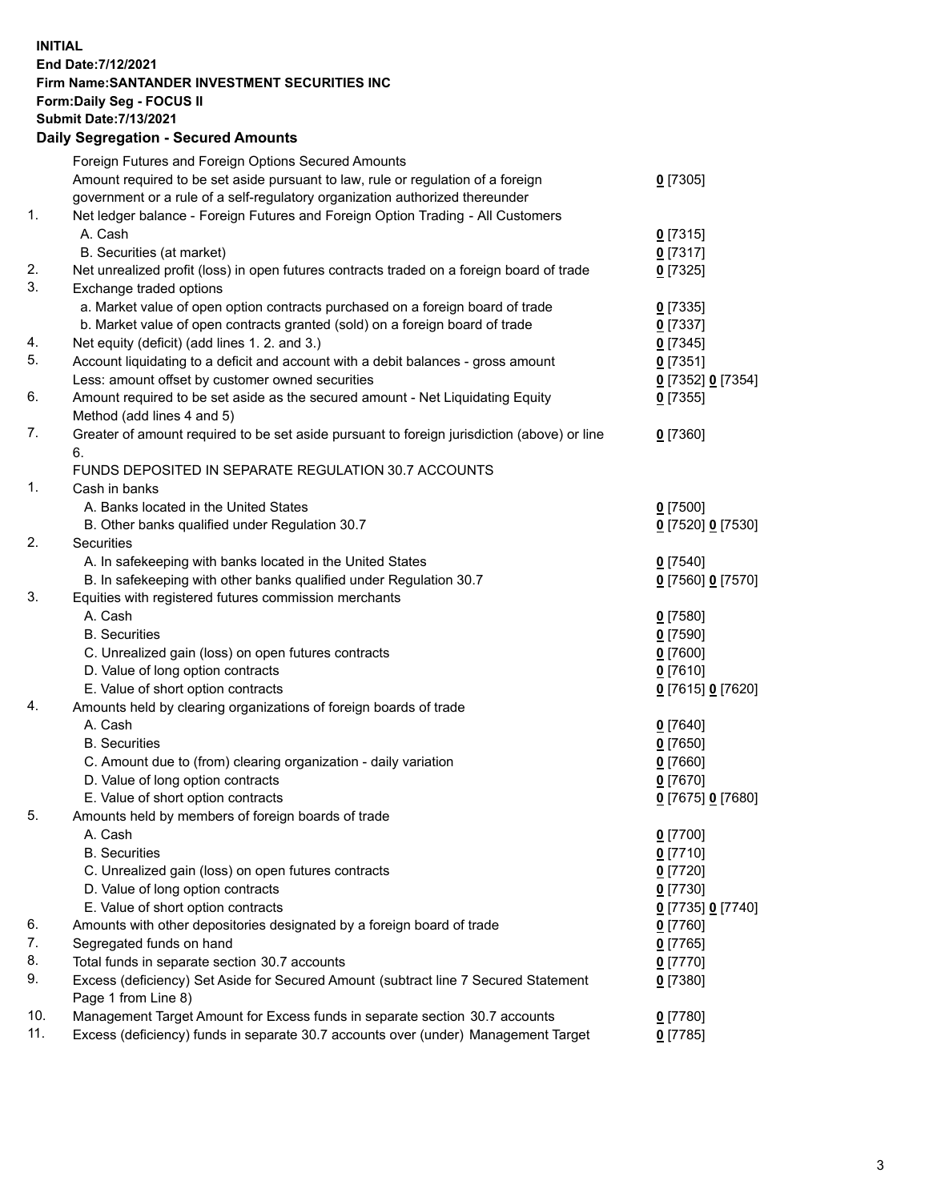**INITIAL**
**End Date:7/12/2021**
**Firm Name:SANTANDER INVESTMENT SECURITIES INC**
**Form:Daily Seg - FOCUS II**
**Submit Date:7/13/2021**

**Daily Segregation - Secured Amounts**

| | | |
|---|---|---|
| | Foreign Futures and Foreign Options Secured Amounts | |
| | Amount required to be set aside pursuant to law, rule or regulation of a foreign government or a rule of a self-regulatory organization authorized thereunder | 0 [7305] |
| 1. | Net ledger balance - Foreign Futures and Foreign Option Trading - All Customers | |
| | A. Cash | 0 [7315] |
| | B. Securities (at market) | 0 [7317] |
| 2. | Net unrealized profit (loss) in open futures contracts traded on a foreign board of trade | 0 [7325] |
| 3. | Exchange traded options | |
| | a. Market value of open option contracts purchased on a foreign board of trade | 0 [7335] |
| | b. Market value of open contracts granted (sold) on a foreign board of trade | 0 [7337] |
| 4. | Net equity (deficit) (add lines 1. 2. and 3.) | 0 [7345] |
| 5. | Account liquidating to a deficit and account with a debit balances - gross amount | 0 [7351] |
| | Less: amount offset by customer owned securities | 0 [7352] 0 [7354] |
| 6. | Amount required to be set aside as the secured amount - Net Liquidating Equity Method (add lines 4 and 5) | 0 [7355] |
| 7. | Greater of amount required to be set aside pursuant to foreign jurisdiction (above) or line 6. | 0 [7360] |
| | FUNDS DEPOSITED IN SEPARATE REGULATION 30.7 ACCOUNTS | |
| 1. | Cash in banks | |
| | A. Banks located in the United States | 0 [7500] |
| | B. Other banks qualified under Regulation 30.7 | 0 [7520] 0 [7530] |
| 2. | Securities | |
| | A. In safekeeping with banks located in the United States | 0 [7540] |
| | B. In safekeeping with other banks qualified under Regulation 30.7 | 0 [7560] 0 [7570] |
| 3. | Equities with registered futures commission merchants | |
| | A. Cash | 0 [7580] |
| | B. Securities | 0 [7590] |
| | C. Unrealized gain (loss) on open futures contracts | 0 [7600] |
| | D. Value of long option contracts | 0 [7610] |
| | E. Value of short option contracts | 0 [7615] 0 [7620] |
| 4. | Amounts held by clearing organizations of foreign boards of trade | |
| | A. Cash | 0 [7640] |
| | B. Securities | 0 [7650] |
| | C. Amount due to (from) clearing organization - daily variation | 0 [7660] |
| | D. Value of long option contracts | 0 [7670] |
| | E. Value of short option contracts | 0 [7675] 0 [7680] |
| 5. | Amounts held by members of foreign boards of trade | |
| | A. Cash | 0 [7700] |
| | B. Securities | 0 [7710] |
| | C. Unrealized gain (loss) on open futures contracts | 0 [7720] |
| | D. Value of long option contracts | 0 [7730] |
| | E. Value of short option contracts | 0 [7735] 0 [7740] |
| 6. | Amounts with other depositories designated by a foreign board of trade | 0 [7760] |
| 7. | Segregated funds on hand | 0 [7765] |
| 8. | Total funds in separate section 30.7 accounts | 0 [7770] |
| 9. | Excess (deficiency) Set Aside for Secured Amount (subtract line 7 Secured Statement Page 1 from Line 8) | 0 [7380] |
| 10. | Management Target Amount for Excess funds in separate section 30.7 accounts | 0 [7780] |
| 11. | Excess (deficiency) funds in separate 30.7 accounts over (under) Management Target | 0 [7785] |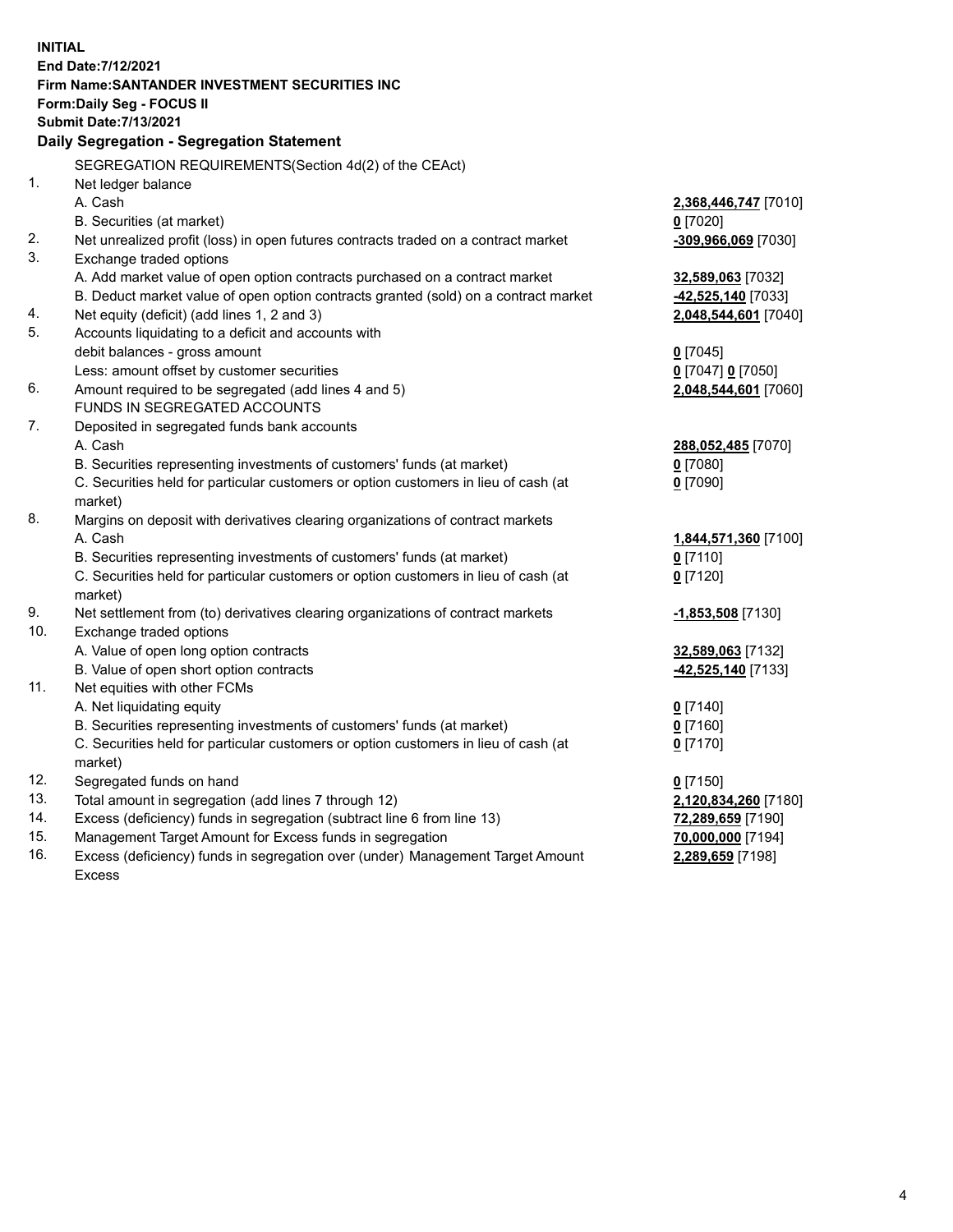**INITIAL**
**End Date:7/12/2021**
**Firm Name:SANTANDER INVESTMENT SECURITIES INC**
**Form:Daily Seg - FOCUS II**
**Submit Date:7/13/2021**

**Daily Segregation - Segregation Statement**

SEGREGATION REQUIREMENTS(Section 4d(2) of the CEAct)

| | | |
|---|---|---|
| 1. | Net ledger balance | |
| | A. Cash | **2,368,446,747** [7010] |
| | B. Securities (at market) | **0** [7020] |
| 2. | Net unrealized profit (loss) in open futures contracts traded on a contract market | **-309,966,069** [7030] |
| 3. | Exchange traded options | |
| | A. Add market value of open option contracts purchased on a contract market | **32,589,063** [7032] |
| | B. Deduct market value of open option contracts granted (sold) on a contract market | **-42,525,140** [7033] |
| 4. | Net equity (deficit) (add lines 1, 2 and 3) | **2,048,544,601** [7040] |
| 5. | Accounts liquidating to a deficit and accounts with debit balances - gross amount | **0** [7045] |
| | Less: amount offset by customer securities | **0** [7047] **0** [7050] |
| 6. | Amount required to be segregated (add lines 4 and 5) | **2,048,544,601** [7060] |
| | FUNDS IN SEGREGATED ACCOUNTS | |
| 7. | Deposited in segregated funds bank accounts | |
| | A. Cash | **288,052,485** [7070] |
| | B. Securities representing investments of customers' funds (at market) | **0** [7080] |
| | C. Securities held for particular customers or option customers in lieu of cash (at market) | **0** [7090] |
| 8. | Margins on deposit with derivatives clearing organizations of contract markets | |
| | A. Cash | **1,844,571,360** [7100] |
| | B. Securities representing investments of customers' funds (at market) | **0** [7110] |
| | C. Securities held for particular customers or option customers in lieu of cash (at market) | **0** [7120] |
| 9. | Net settlement from (to) derivatives clearing organizations of contract markets | **-1,853,508** [7130] |
| 10. | Exchange traded options | |
| | A. Value of open long option contracts | **32,589,063** [7132] |
| | B. Value of open short option contracts | **-42,525,140** [7133] |
| 11. | Net equities with other FCMs | |
| | A. Net liquidating equity | **0** [7140] |
| | B. Securities representing investments of customers' funds (at market) | **0** [7160] |
| | C. Securities held for particular customers or option customers in lieu of cash (at market) | **0** [7170] |
| 12. | Segregated funds on hand | **0** [7150] |
| 13. | Total amount in segregation (add lines 7 through 12) | **2,120,834,260** [7180] |
| 14. | Excess (deficiency) funds in segregation (subtract line 6 from line 13) | **72,289,659** [7190] |
| 15. | Management Target Amount for Excess funds in segregation | **70,000,000** [7194] |
| 16. | Excess (deficiency) funds in segregation over (under) Management Target Amount Excess | **2,289,659** [7198] |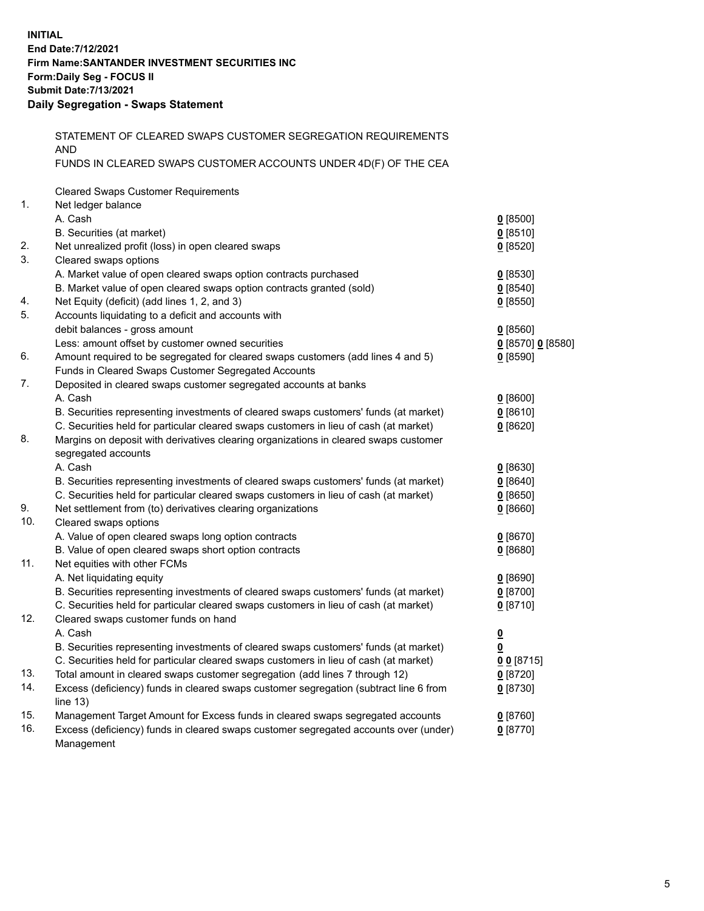**INITIAL**
**End Date:7/12/2021**
**Firm Name:SANTANDER INVESTMENT SECURITIES INC**
**Form:Daily Seg - FOCUS II**
**Submit Date:7/13/2021**
**Daily Segregation - Swaps Statement**

STATEMENT OF CLEARED SWAPS CUSTOMER SEGREGATION REQUIREMENTS AND
FUNDS IN CLEARED SWAPS CUSTOMER ACCOUNTS UNDER 4D(F) OF THE CEA

| | | |
|---|---|---|
| | Cleared Swaps Customer Requirements | |
| 1. | Net ledger balance | |
| | A. Cash | 0 [8500] |
| | B. Securities (at market) | 0 [8510] |
| 2. | Net unrealized profit (loss) in open cleared swaps | 0 [8520] |
| 3. | Cleared swaps options | |
| | A. Market value of open cleared swaps option contracts purchased | 0 [8530] |
| | B. Market value of open cleared swaps option contracts granted (sold) | 0 [8540] |
| 4. | Net Equity (deficit) (add lines 1, 2, and 3) | 0 [8550] |
| 5. | Accounts liquidating to a deficit and accounts with debit balances - gross amount | 0 [8560] |
| | Less: amount offset by customer owned securities | 0 [8570] 0 [8580] |
| 6. | Amount required to be segregated for cleared swaps customers (add lines 4 and 5) | 0 [8590] |
| | Funds in Cleared Swaps Customer Segregated Accounts | |
| 7. | Deposited in cleared swaps customer segregated accounts at banks | |
| | A. Cash | 0 [8600] |
| | B. Securities representing investments of cleared swaps customers' funds (at market) | 0 [8610] |
| | C. Securities held for particular cleared swaps customers in lieu of cash (at market) | 0 [8620] |
| 8. | Margins on deposit with derivatives clearing organizations in cleared swaps customer segregated accounts | |
| | A. Cash | 0 [8630] |
| | B. Securities representing investments of cleared swaps customers' funds (at market) | 0 [8640] |
| | C. Securities held for particular cleared swaps customers in lieu of cash (at market) | 0 [8650] |
| 9. | Net settlement from (to) derivatives clearing organizations | 0 [8660] |
| 10. | Cleared swaps options | |
| | A. Value of open cleared swaps long option contracts | 0 [8670] |
| | B. Value of open cleared swaps short option contracts | 0 [8680] |
| 11. | Net equities with other FCMs | |
| | A. Net liquidating equity | 0 [8690] |
| | B. Securities representing investments of cleared swaps customers' funds (at market) | 0 [8700] |
| | C. Securities held for particular cleared swaps customers in lieu of cash (at market) | 0 [8710] |
| 12. | Cleared swaps customer funds on hand | |
| | A. Cash | 0 |
| | B. Securities representing investments of cleared swaps customers' funds (at market) | 0 |
| | C. Securities held for particular cleared swaps customers in lieu of cash (at market) | 0 0 [8715] |
| 13. | Total amount in cleared swaps customer segregation (add lines 7 through 12) | 0 [8720] |
| 14. | Excess (deficiency) funds in cleared swaps customer segregation (subtract line 6 from line 13) | 0 [8730] |
| 15. | Management Target Amount for Excess funds in cleared swaps segregated accounts | 0 [8760] |
| 16. | Excess (deficiency) funds in cleared swaps customer segregated accounts over (under) Management | 0 [8770] |